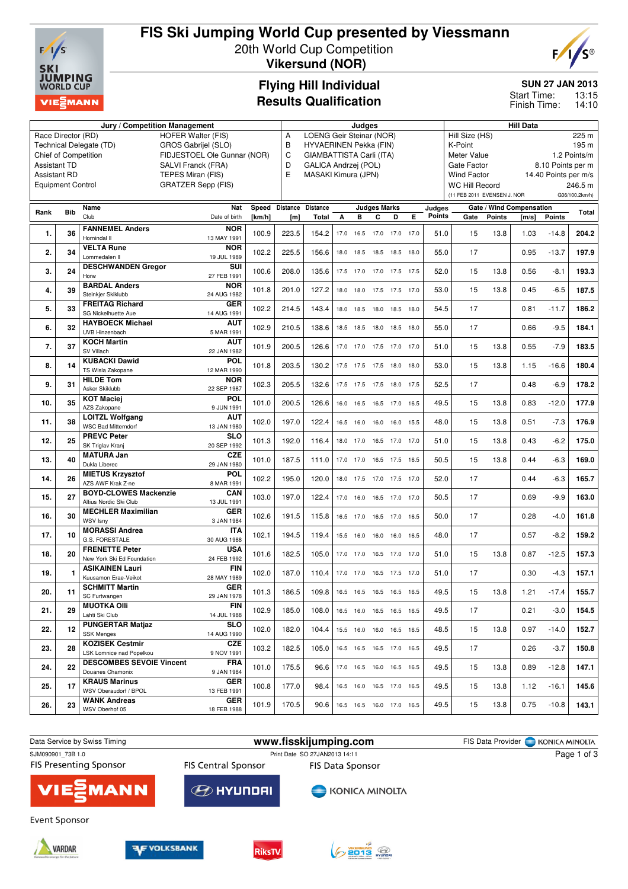# FIS Ski Jumping World Cup presented by Viessmann

20th World Cup Competition
**Vikersund (NOR)**

## Flying Hill Individual
## Results Qualification

**SUN 27 JAN 2013**
Start Time: 13:15
Finish Time: 14:10

| Jury / Competition Management | | Judges | | Hill Data | |
|---|---|---|---|---|---|
| Race Director (RD) | HOFER Walter (FIS) | A | LOENG Geir Steinar (NOR) | Hill Size (HS) | 225 m |
| Technical Delegate (TD) | GROS Gabrijel (SLO) | B | HYVAERINEN Pekka (FIN) | K-Point | 195 m |
| Chief of Competition | FIDJESTOEL Ole Gunnar (NOR) | C | GIAMBATTISTA Carli (ITA) | Meter Value | 1.2 Points/m |
| Assistant TD | SALVI Franck (FRA) | D | GALICA Andrzej (POL) | Gate Factor | 8.10 Points per m |
| Assistant RD | TEPES Miran (FIS) | E | MASAKI Kimura (JPN) | Wind Factor | 14.40 Points per m/s |
| Equipment Control | GRATZER Sepp (FIS) | | | WC Hill Record | 246.5 m |
| | | | | (11 FEB 2011 EVENSEN J. NOR) | G06/100.2km/h) |

| Rank | Bib | Name / Club | Nat / Date of birth | Speed [km/h] | Distance [m] | Distance Total | A | B | C | D | E | Judges Points | Gate | Gate Points | Wind [m/s] | Wind Points | Total |
|---|---|---|---|---|---|---|---|---|---|---|---|---|---|---|---|---|---|
| 1. | 36 | FANNEMEL Anders / Hornindal Il | NOR / 13 MAY 1991 | 100.9 | 223.5 | 154.2 | 17.0 | 16.5 | 17.0 | 17.0 | 17.0 | 51.0 | 15 | 13.8 | 1.03 | -14.8 | 204.2 |
| 2. | 34 | VELTA Rune / Lommedalen Il | NOR / 19 JUL 1989 | 102.2 | 225.5 | 156.6 | 18.0 | 18.5 | 18.5 | 18.5 | 18.0 | 55.0 | 17 | | 0.95 | -13.7 | 197.9 |
| 3. | 24 | DESCHWANDEN Gregor / Horw | SUI / 27 FEB 1991 | 100.6 | 208.0 | 135.6 | 17.5 | 17.0 | 17.0 | 17.5 | 17.5 | 52.0 | 15 | 13.8 | 0.56 | -8.1 | 193.3 |
| 4. | 39 | BARDAL Anders / Steinkjer Skiklubb | NOR / 24 AUG 1982 | 101.8 | 201.0 | 127.2 | 18.0 | 18.0 | 17.5 | 17.5 | 17.0 | 53.0 | 15 | 13.8 | 0.45 | -6.5 | 187.5 |
| 5. | 33 | FREITAG Richard / SG Nickelhuette Aue | GER / 14 AUG 1991 | 102.2 | 214.5 | 143.4 | 18.0 | 18.5 | 18.0 | 18.5 | 18.0 | 54.5 | 17 | | 0.81 | -11.7 | 186.2 |
| 6. | 32 | HAYBOECK Michael / UVB Hinzenbach | AUT / 5 MAR 1991 | 102.9 | 210.5 | 138.6 | 18.5 | 18.5 | 18.0 | 18.5 | 18.0 | 55.0 | 17 | | 0.66 | -9.5 | 184.1 |
| 7. | 37 | KOCH Martin / SV Villach | AUT / 22 JAN 1982 | 101.9 | 200.5 | 126.6 | 17.0 | 17.0 | 17.5 | 17.0 | 17.0 | 51.0 | 15 | 13.8 | 0.55 | -7.9 | 183.5 |
| 8. | 14 | KUBACKI Dawid / TS Wisla Zakopane | POL / 12 MAR 1990 | 101.8 | 203.5 | 130.2 | 17.5 | 17.5 | 17.5 | 18.0 | 18.0 | 53.0 | 15 | 13.8 | 1.15 | -16.6 | 180.4 |
| 9. | 31 | HILDE Tom / Asker Skiklubb | NOR / 22 SEP 1987 | 102.3 | 205.5 | 132.6 | 17.5 | 17.5 | 17.5 | 18.0 | 17.5 | 52.5 | 17 | | 0.48 | -6.9 | 178.2 |
| 10. | 35 | KOT Maciej / AZS Zakopane | POL / 9 JUN 1991 | 101.0 | 200.5 | 126.6 | 16.0 | 16.5 | 16.5 | 17.0 | 16.5 | 49.5 | 15 | 13.8 | 0.83 | -12.0 | 177.9 |
| 11. | 38 | LOITZL Wolfgang / WSC Bad Mitterndorf | AUT / 13 JAN 1980 | 102.0 | 197.0 | 122.4 | 16.5 | 16.0 | 16.0 | 16.0 | 15.5 | 48.0 | 15 | 13.8 | 0.51 | -7.3 | 176.9 |
| 12. | 25 | PREVC Peter / SK Triglav Kranj | SLO / 20 SEP 1992 | 101.3 | 192.0 | 116.4 | 18.0 | 17.0 | 16.5 | 17.0 | 17.0 | 51.0 | 15 | 13.8 | 0.43 | -6.2 | 175.0 |
| 13. | 40 | MATURA Jan / Dukla Liberec | CZE / 29 JAN 1980 | 101.0 | 187.5 | 111.0 | 17.0 | 17.0 | 16.5 | 17.5 | 16.5 | 50.5 | 15 | 13.8 | 0.44 | -6.3 | 169.0 |
| 14. | 26 | MIETUS Krzysztof / AZS AWF Krak Z-ne | POL / 8 MAR 1991 | 102.2 | 195.0 | 120.0 | 18.0 | 17.5 | 17.0 | 17.5 | 17.0 | 52.0 | 17 | | 0.44 | -6.3 | 165.7 |
| 15. | 27 | BOYD-CLOWES Mackenzie / Altius Nordic Ski Club | CAN / 13 JUL 1991 | 103.0 | 197.0 | 122.4 | 17.0 | 16.0 | 16.5 | 17.0 | 17.0 | 50.5 | 17 | | 0.69 | -9.9 | 163.0 |
| 16. | 30 | MECHLER Maximilian / WSV Isny | GER / 3 JAN 1984 | 102.6 | 191.5 | 115.8 | 16.5 | 17.0 | 16.5 | 17.0 | 16.5 | 50.0 | 17 | | 0.28 | -4.0 | 161.8 |
| 17. | 10 | MORASSI Andrea / G.S. FORESTALE | ITA / 30 AUG 1988 | 102.1 | 194.5 | 119.4 | 15.5 | 16.0 | 16.0 | 16.0 | 16.5 | 48.0 | 17 | | 0.57 | -8.2 | 159.2 |
| 18. | 20 | FRENETTE Peter / New York Ski Ed Foundation | USA / 24 FEB 1992 | 101.6 | 182.5 | 105.0 | 17.0 | 17.0 | 16.5 | 17.0 | 17.0 | 51.0 | 15 | 13.8 | 0.87 | -12.5 | 157.3 |
| 19. | 1 | ASIKAINEN Lauri / Kuusamon Erae-Veikot | FIN / 28 MAY 1989 | 102.0 | 187.0 | 110.4 | 17.0 | 17.0 | 16.5 | 17.5 | 17.0 | 51.0 | 17 | | 0.30 | -4.3 | 157.1 |
| 20. | 11 | SCHMITT Martin / SC Furtwangen | GER / 29 JAN 1978 | 101.3 | 186.5 | 109.8 | 16.5 | 16.5 | 16.5 | 16.5 | 16.5 | 49.5 | 15 | 13.8 | 1.21 | -17.4 | 155.7 |
| 21. | 29 | MUOTKA Olli / Lahti Ski Club | FIN / 14 JUL 1988 | 102.9 | 185.0 | 108.0 | 16.5 | 16.0 | 16.5 | 16.5 | 16.5 | 49.5 | 17 | | 0.21 | -3.0 | 154.5 |
| 22. | 12 | PUNGERTAR Matjaz / SSK Menges | SLO / 14 AUG 1990 | 102.0 | 182.0 | 104.4 | 15.5 | 16.0 | 16.0 | 16.5 | 16.5 | 48.5 | 15 | 13.8 | 0.97 | -14.0 | 152.7 |
| 23. | 28 | KOZISEK Cestmir / LSK Lomnice nad Popelkou | CZE / 9 NOV 1991 | 103.2 | 182.5 | 105.0 | 16.5 | 16.5 | 16.5 | 17.0 | 16.5 | 49.5 | 17 | | 0.26 | -3.7 | 150.8 |
| 24. | 22 | DESCOMBES SEVOIE Vincent / Douanes Chamonix | FRA / 9 JAN 1984 | 101.0 | 175.5 | 96.6 | 17.0 | 16.5 | 16.0 | 16.5 | 16.5 | 49.5 | 15 | 13.8 | 0.89 | -12.8 | 147.1 |
| 25. | 17 | ESCHBACH Marinus / WSV Oberaudorf / BPOL | GER / 13 FEB 1991 | 100.8 | 177.0 | 98.4 | 16.5 | 16.0 | 16.5 | 17.0 | 16.5 | 49.5 | 15 | 13.8 | 1.12 | -16.1 | 145.6 |
| 26. | 23 | WANK Andreas / WSV Oberhof 05 | GER / 18 FEB 1988 | 101.9 | 170.5 | 90.6 | 16.5 | 16.5 | 16.0 | 17.0 | 16.5 | 49.5 | 15 | 13.8 | 0.75 | -10.8 | 143.1 |

Data Service by Swiss Timing — www.fisskijumping.com — FIS Data Provider KONICA MINOLTA

SJM090901_73B 1.0 — Print Date SO 27JAN2013 14:11

FIS Presenting Sponsor: VIESSMANN — FIS Central Sponsor: HYUNDAI — FIS Data Sponsor: KONICA MINOLTA

Event Sponsor: VARDAR, VOLKSBANK, RiksTV, VIKERSUND 2013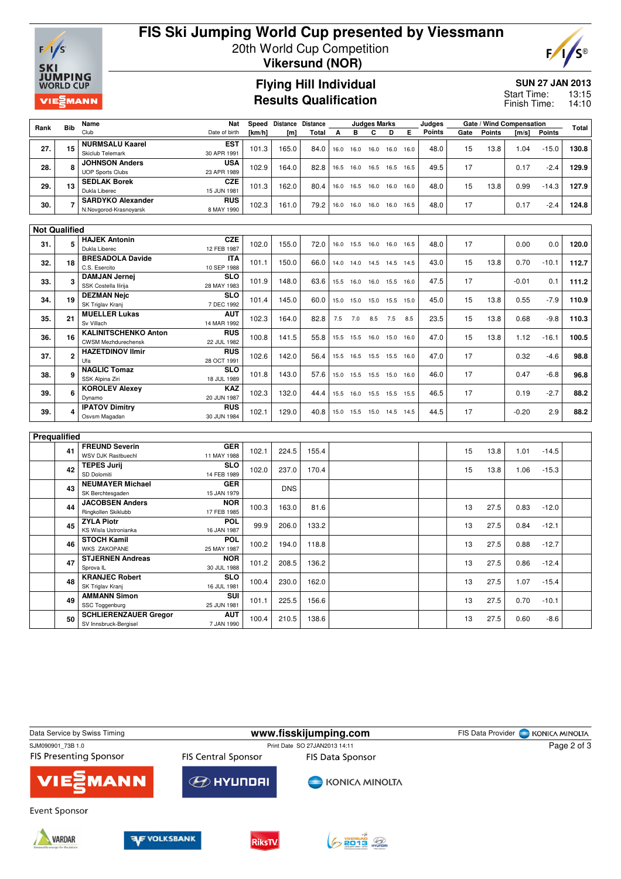# FIS Ski Jumping World Cup presented by Viessmann

20th World Cup Competition
**Vikersund (NOR)**

## Flying Hill Individual
## Results Qualification

**SUN 27 JAN 2013**
Start Time: 13:15
Finish Time: 14:10

| Rank | Bib | Name / Club | Nat / Date of birth | Speed [km/h] | Distance [m] | Distance Total | Judges A | B | C | D | E | Judges Points | Gate | Gate Points | Wind [m/s] | Wind Points | Total |
|---|---|---|---|---|---|---|---|---|---|---|---|---|---|---|---|---|---|
| 27. | 15 | **NURMSALU Kaarel** Skiclub Telemark | EST 30 APR 1991 | 101.3 | 165.0 | 84.0 | 16.0 | 16.0 | 16.0 | 16.0 | 16.0 | 48.0 | 15 | 13.8 | 1.04 | -15.0 | 130.8 |
| 28. | 8 | **JOHNSON Anders** UOP Sports Clubs | USA 23 APR 1989 | 102.9 | 164.0 | 82.8 | 16.5 | 16.0 | 16.5 | 16.5 | 16.5 | 49.5 | 17 | | 0.17 | -2.4 | 129.9 |
| 29. | 13 | **SEDLAK Borek** Dukla Liberec | CZE 15 JUN 1981 | 101.3 | 162.0 | 80.4 | 16.0 | 16.5 | 16.0 | 16.0 | 16.0 | 48.0 | 15 | 13.8 | 0.99 | -14.3 | 127.9 |
| 30. | 7 | **SARDYKO Alexander** N.Novgorod-Krasnoyarsk | RUS 8 MAY 1990 | 102.3 | 161.0 | 79.2 | 16.0 | 16.0 | 16.0 | 16.0 | 16.5 | 48.0 | 17 | | 0.17 | -2.4 | 124.8 |
| **Not Qualified** | | | | | | | | | | | | | | | | | |
| 31. | 5 | **HAJEK Antonin** Dukla Liberec | CZE 12 FEB 1987 | 102.0 | 155.0 | 72.0 | 16.0 | 15.5 | 16.0 | 16.0 | 16.5 | 48.0 | 17 | | 0.00 | 0.0 | 120.0 |
| 32. | 18 | **BRESADOLA Davide** C.S. Esercito | ITA 10 SEP 1988 | 101.1 | 150.0 | 66.0 | 14.0 | 14.0 | 14.5 | 14.5 | 14.5 | 43.0 | 15 | 13.8 | 0.70 | -10.1 | 112.7 |
| 33. | 3 | **DAMJAN Jernej** SSK Costella Ilirija | SLO 28 MAY 1983 | 101.9 | 148.0 | 63.6 | 15.5 | 16.0 | 16.0 | 15.5 | 16.0 | 47.5 | 17 | | -0.01 | 0.1 | 111.2 |
| 34. | 19 | **DEZMAN Nejc** SK Triglav Kranj | SLO 7 DEC 1992 | 101.4 | 145.0 | 60.0 | 15.0 | 15.0 | 15.0 | 15.5 | 15.0 | 45.0 | 15 | 13.8 | 0.55 | -7.9 | 110.9 |
| 35. | 21 | **MUELLER Lukas** Sv Villach | AUT 14 MAR 1992 | 102.3 | 164.0 | 82.8 | 7.5 | 7.0 | 8.5 | 7.5 | 8.5 | 23.5 | 15 | 13.8 | 0.68 | -9.8 | 110.3 |
| 36. | 16 | **KALINITSCHENKO Anton** CWSM Mezhdurechensk | RUS 22 JUL 1982 | 100.8 | 141.5 | 55.8 | 15.5 | 15.5 | 16.0 | 15.0 | 16.0 | 47.0 | 15 | 13.8 | 1.12 | -16.1 | 100.5 |
| 37. | 2 | **HAZETDINOV Ilmir** Ufa | RUS 28 OCT 1991 | 102.6 | 142.0 | 56.4 | 15.5 | 16.5 | 15.5 | 15.5 | 16.0 | 47.0 | 17 | | 0.32 | -4.6 | 98.8 |
| 38. | 9 | **NAGLIC Tomaz** SSK Alpina Ziri | SLO 18 JUL 1989 | 101.8 | 143.0 | 57.6 | 15.0 | 15.5 | 15.5 | 15.0 | 16.0 | 46.0 | 17 | | 0.47 | -6.8 | 96.8 |
| 39. | 6 | **KOROLEV Alexey** Dynamo | KAZ 20 JUN 1987 | 102.3 | 132.0 | 44.4 | 15.5 | 16.0 | 15.5 | 15.5 | 15.5 | 46.5 | 17 | | 0.19 | -2.7 | 88.2 |
| 39. | 4 | **IPATOV Dimitry** Osvsm Magadan | RUS 30 JUN 1984 | 102.1 | 129.0 | 40.8 | 15.0 | 15.5 | 15.0 | 14.5 | 14.5 | 44.5 | 17 | | -0.20 | 2.9 | 88.2 |
| **Prequalified** | | | | | | | | | | | | | | | | | |
| | 41 | **FREUND Severin** WSV DJK Rastbuechl | GER 11 MAY 1988 | 102.1 | 224.5 | 155.4 | | | | | | | 15 | 13.8 | 1.01 | -14.5 | |
| | 42 | **TEPES Jurij** SD Dolomiti | SLO 14 FEB 1989 | 102.0 | 237.0 | 170.4 | | | | | | | 15 | 13.8 | 1.06 | -15.3 | |
| | 43 | **NEUMAYER Michael** SK Berchtesgaden | GER 15 JAN 1979 | | DNS | | | | | | | | | | | | |
| | 44 | **JACOBSEN Anders** Ringkollen Skiklubb | NOR 17 FEB 1985 | 100.3 | 163.0 | 81.6 | | | | | | | 13 | 27.5 | 0.83 | -12.0 | |
| | 45 | **ZYLA Piotr** KS Wisla Ustronianka | POL 16 JAN 1987 | 99.9 | 206.0 | 133.2 | | | | | | | 13 | 27.5 | 0.84 | -12.1 | |
| | 46 | **STOCH Kamil** WKS ZAKOPANE | POL 25 MAY 1987 | 100.2 | 194.0 | 118.8 | | | | | | | 13 | 27.5 | 0.88 | -12.7 | |
| | 47 | **STJERNEN Andreas** Sprova IL | NOR 30 JUL 1988 | 101.2 | 208.5 | 136.2 | | | | | | | 13 | 27.5 | 0.86 | -12.4 | |
| | 48 | **KRANJEC Robert** SK Triglav Kranj | SLO 16 JUL 1981 | 100.4 | 230.0 | 162.0 | | | | | | | 13 | 27.5 | 1.07 | -15.4 | |
| | 49 | **AMMANN Simon** SSC Toggenburg | SUI 25 JUN 1981 | 101.1 | 225.5 | 156.6 | | | | | | | 13 | 27.5 | 0.70 | -10.1 | |
| | 50 | **SCHLIERENZAUER Gregor** SV Innsbruck-Bergisel | AUT 7 JAN 1990 | 100.4 | 210.5 | 138.6 | | | | | | | 13 | 27.5 | 0.60 | -8.6 | |

Data Service by Swiss Timing — www.fisskijumping.com — FIS Data Provider KONICA MINOLTA

SJM090901_73B 1.0 — Print Date SO 27JAN2013 14:11

FIS Presenting Sponsor: VIESSMANN — FIS Central Sponsor: HYUNDAI — FIS Data Sponsor: KONICA MINOLTA

Event Sponsor: VARDAR, VOLKSBANK, RiksTV, Vikersund 2013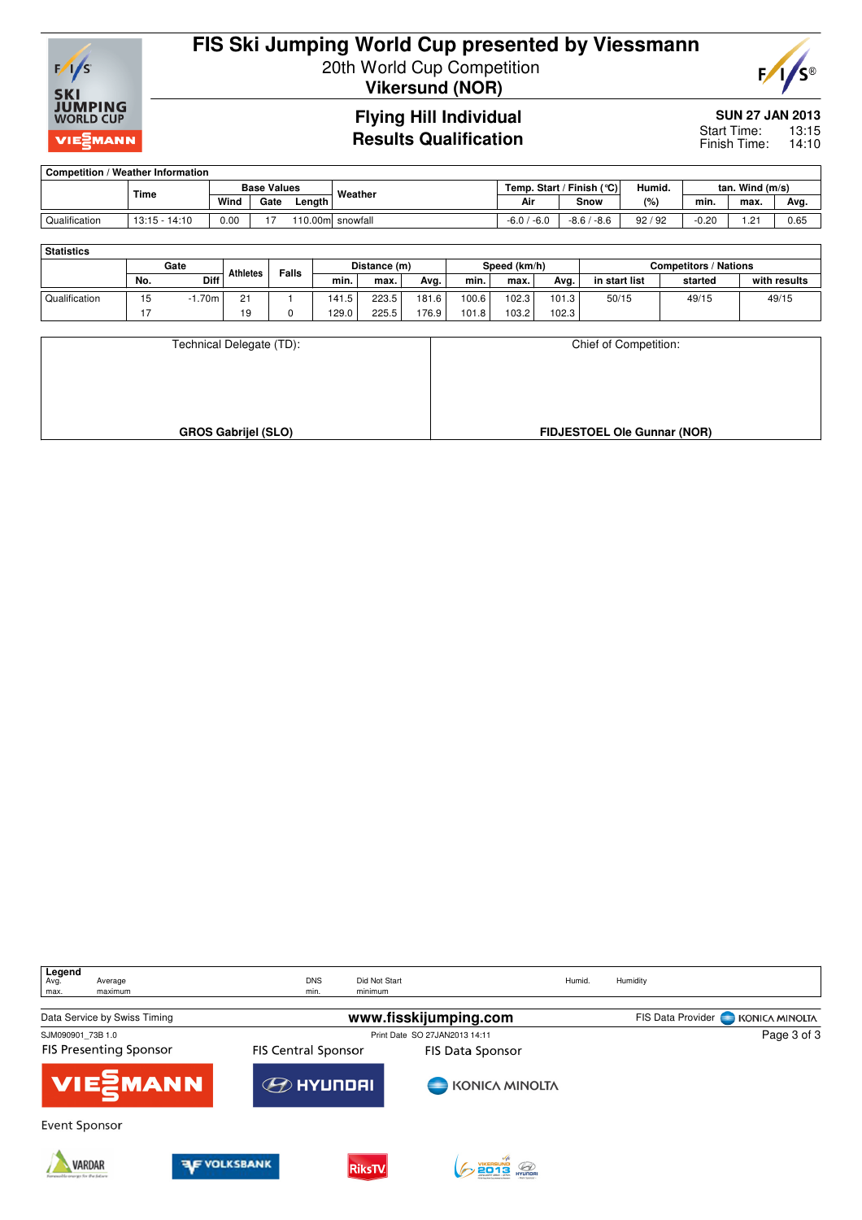# FIS Ski Jumping World Cup presented by Viessmann

20th World Cup Competition

**Vikersund (NOR)**

## Flying Hill Individual
## Results Qualification

**SUN 27 JAN 2013**
Start Time: 13:15
Finish Time: 14:10

**Competition / Weather Information**

| | Time | Base Values | | | Weather | Temp. Start / Finish (°C) | | Humid. | tan. Wind (m/s) | | |
|---|---|---|---|---|---|---|---|---|---|---|---|
| | | Wind | Gate | Length | | Air | Snow | (%) | min. | max. | Avg. |
| Qualification | 13:15 - 14:10 | 0.00 | 17 | 110.00m | snowfall | -6.0 / -6.0 | -8.6 / -8.6 | 92 / 92 | -0.20 | 1.21 | 0.65 |

**Statistics**

| | Gate | | Athletes | Falls | Distance (m) | | | Speed (km/h) | | | Competitors / Nations | | |
|---|---|---|---|---|---|---|---|---|---|---|---|---|---|
| | No. | Diff | | | min. | max. | Avg. | min. | max. | Avg. | in start list | started | with results |
| Qualification | 15 | -1.70m | 21 | 1 | 141.5 | 223.5 | 181.6 | 100.6 | 102.3 | 101.3 | 50/15 | 49/15 | 49/15 |
| | 17 | | 19 | 0 | 129.0 | 225.5 | 176.9 | 101.8 | 103.2 | 102.3 | | | |

| Technical Delegate (TD): | Chief of Competition: |
|---|---|
| **GROS Gabrijel (SLO)** | **FIDJESTOEL Ole Gunnar (NOR)** |

**Legend**
Avg. Average
max. maximum
DNS Did Not Start
min. minimum
Humid. Humidity

Data Service by Swiss Timing
www.fisskijumping.com
FIS Data Provider KONICA MINOLTA
SJM090901_73B 1.0
Print Date SO 27JAN2013 14:11

FIS Presenting Sponsor: VIESSMANN
FIS Central Sponsor: HYUNDAI
FIS Data Sponsor: KONICA MINOLTA
Event Sponsor: VARDAR, VOLKSBANK, RiksTV, VIKERSUND 2013